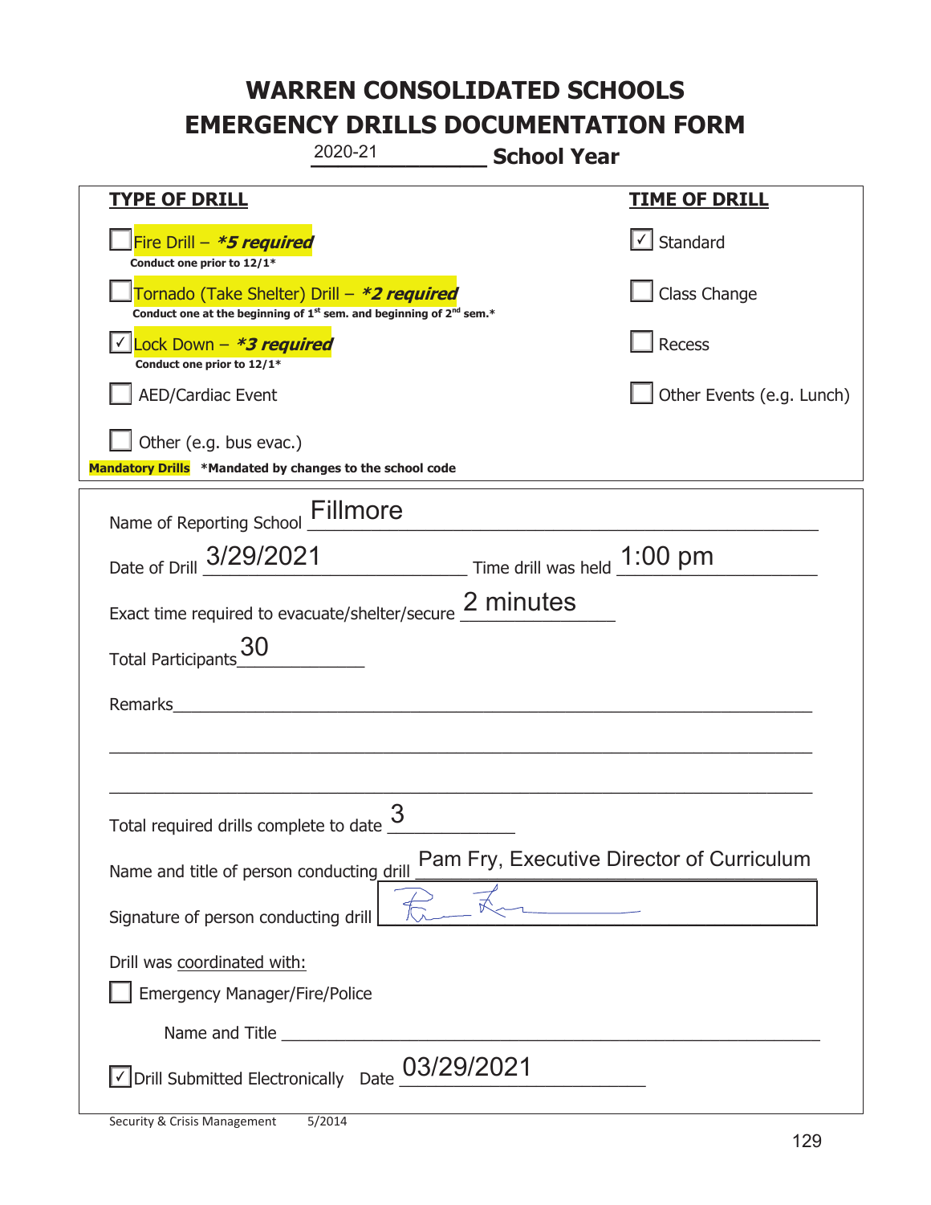# WARREN CONSOLIDATED SCHOOLS
# EMERGENCY DRILLS DOCUMENTATION FORM

2020-21 **School Year**

| **TYPE OF DRILL** | **TIME OF DRILL** |
|---|---|
| ☐ Fire Drill – ***5 required*** <br> **Conduct one prior to 12/1*** | ☑ Standard |
| ☐ Tornado (Take Shelter) Drill – ***2 required*** <br> **Conduct one at the beginning of 1st sem. and beginning of 2nd sem.*** | ☐ Class Change |
| ☑ Lock Down – ***3 required*** <br> **Conduct one prior to 12/1*** | ☐ Recess |
| ☐ AED/Cardiac Event | ☐ Other Events (e.g. Lunch) |
| ☐ Other (e.g. bus evac.) | |

**Mandatory Drills** ***Mandated by changes to the school code**

Name of Reporting School: Fillmore

Date of Drill: 3/29/2021 Time drill was held: 1:00 pm

Exact time required to evacuate/shelter/secure: 2 minutes

Total Participants: 30

Remarks: ______________________________

Total required drills complete to date: 3

Name and title of person conducting drill: Pam Fry, Executive Director of Curriculum

Signature of person conducting drill: [signature]

Drill was coordinated with:

☐ Emergency Manager/Fire/Police

Name and Title ______________________________

☑ Drill Submitted Electronically Date: 03/29/2021

Security & Crisis Management 5/2014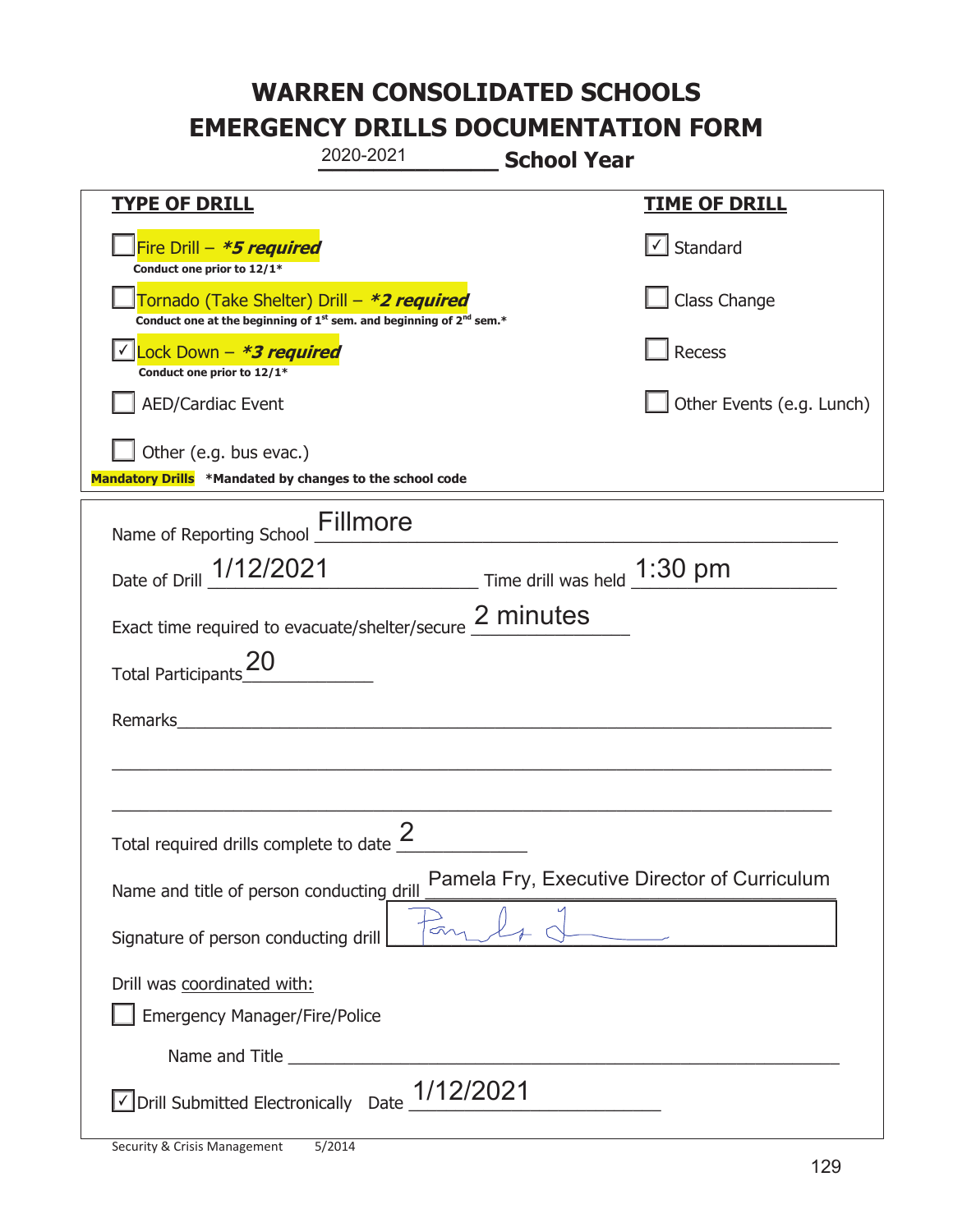# WARREN CONSOLIDATED SCHOOLS
# EMERGENCY DRILLS DOCUMENTATION FORM

2020-2021 **School Year**

| **TYPE OF DRILL** | **TIME OF DRILL** |
|---|---|
| ☐ Fire Drill – ***\*5 required*** <br> **Conduct one prior to 12/1\*** | ☑ Standard |
| ☐ Tornado (Take Shelter) Drill – ***\*2 required*** <br> **Conduct one at the beginning of 1st sem. and beginning of 2nd sem.\*** | ☐ Class Change |
| ☑ Lock Down – ***\*3 required*** <br> **Conduct one prior to 12/1\*** | ☐ Recess |
| ☐ AED/Cardiac Event | ☐ Other Events (e.g. Lunch) |
| ☐ Other (e.g. bus evac.) | |

**Mandatory Drills** **\*Mandated by changes to the school code**

Name of Reporting School: Fillmore

Date of Drill: 1/12/2021 Time drill was held: 1:30 pm

Exact time required to evacuate/shelter/secure: 2 minutes

Total Participants: 20

Remarks: ______________________________

Total required drills complete to date: 2

Name and title of person conducting drill: Pamela Fry, Executive Director of Curriculum

Signature of person conducting drill: [signature]

Drill was coordinated with:

☐ Emergency Manager/Fire/Police

Name and Title ______________________________

☑ Drill Submitted Electronically Date: 1/12/2021

Security & Crisis Management 5/2014